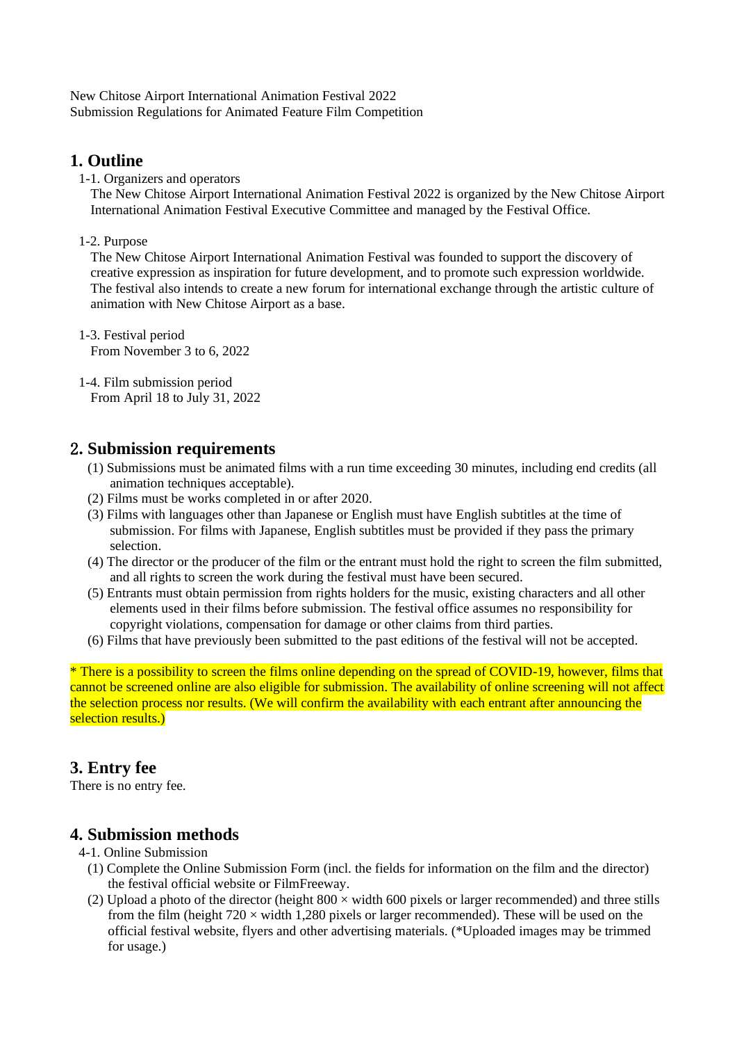New Chitose Airport International Animation Festival 2022
Submission Regulations for Animated Feature Film Competition

## 1. Outline

1-1. Organizers and operators

The New Chitose Airport International Animation Festival 2022 is organized by the New Chitose Airport International Animation Festival Executive Committee and managed by the Festival Office.

1-2. Purpose

The New Chitose Airport International Animation Festival was founded to support the discovery of creative expression as inspiration for future development, and to promote such expression worldwide. The festival also intends to create a new forum for international exchange through the artistic culture of animation with New Chitose Airport as a base.

1-3. Festival period

From November 3 to 6, 2022

1-4. Film submission period

From April 18 to July 31, 2022

## 2. Submission requirements

(1) Submissions must be animated films with a run time exceeding 30 minutes, including end credits (all animation techniques acceptable).
(2) Films must be works completed in or after 2020.
(3) Films with languages other than Japanese or English must have English subtitles at the time of submission. For films with Japanese, English subtitles must be provided if they pass the primary selection.
(4) The director or the producer of the film or the entrant must hold the right to screen the film submitted, and all rights to screen the work during the festival must have been secured.
(5) Entrants must obtain permission from rights holders for the music, existing characters and all other elements used in their films before submission. The festival office assumes no responsibility for copyright violations, compensation for damage or other claims from third parties.
(6) Films that have previously been submitted to the past editions of the festival will not be accepted.

* There is a possibility to screen the films online depending on the spread of COVID-19, however, films that cannot be screened online are also eligible for submission. The availability of online screening will not affect the selection process nor results. (We will confirm the availability with each entrant after announcing the selection results.)

## 3. Entry fee

There is no entry fee.

## 4. Submission methods

4-1. Online Submission

(1) Complete the Online Submission Form (incl. the fields for information on the film and the director) the festival official website or FilmFreeway.
(2) Upload a photo of the director (height 800 × width 600 pixels or larger recommended) and three stills from the film (height 720 × width 1,280 pixels or larger recommended). These will be used on the official festival website, flyers and other advertising materials. (*Uploaded images may be trimmed for usage.)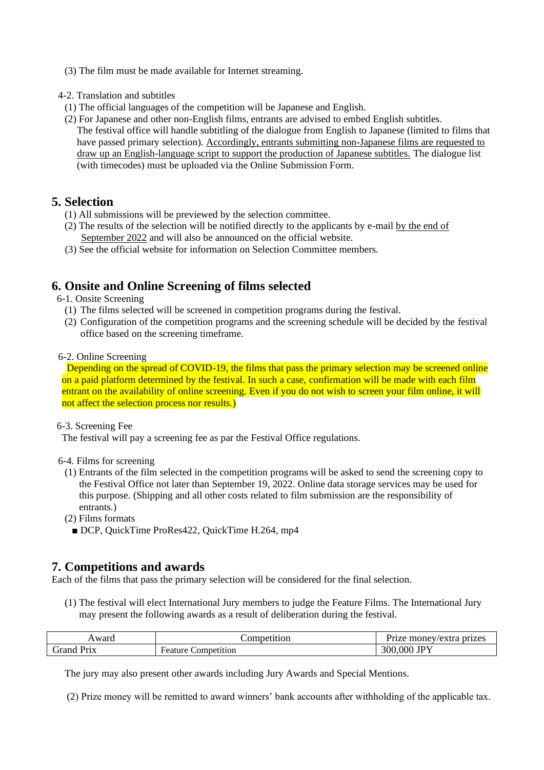(3) The film must be made available for Internet streaming.

4-2. Translation and subtitles

(1) The official languages of the competition will be Japanese and English.

(2) For Japanese and other non-English films, entrants are advised to embed English subtitles. The festival office will handle subtitling of the dialogue from English to Japanese (limited to films that have passed primary selection). Accordingly, entrants submitting non-Japanese films are requested to draw up an English-language script to support the production of Japanese subtitles. The dialogue list (with timecodes) must be uploaded via the Online Submission Form.

## 5. Selection

(1) All submissions will be previewed by the selection committee.

(2) The results of the selection will be notified directly to the applicants by e-mail by the end of September 2022 and will also be announced on the official website.

(3) See the official website for information on Selection Committee members.

## 6. Onsite and Online Screening of films selected

6-1. Onsite Screening

(1) The films selected will be screened in competition programs during the festival.

(2) Configuration of the competition programs and the screening schedule will be decided by the festival office based on the screening timeframe.

6-2. Online Screening

Depending on the spread of COVID-19, the films that pass the primary selection may be screened online on a paid platform determined by the festival. In such a case, confirmation will be made with each film entrant on the availability of online screening. Even if you do not wish to screen your film online, it will not affect the selection process nor results.)

6-3. Screening Fee

The festival will pay a screening fee as par the Festival Office regulations.

6-4. Films for screening

(1) Entrants of the film selected in the competition programs will be asked to send the screening copy to the Festival Office not later than September 19, 2022. Online data storage services may be used for this purpose. (Shipping and all other costs related to film submission are the responsibility of entrants.)

(2) Films formats

■ DCP, QuickTime ProRes422, QuickTime H.264, mp4

## 7. Competitions and awards

Each of the films that pass the primary selection will be considered for the final selection.

(1) The festival will elect International Jury members to judge the Feature Films. The International Jury may present the following awards as a result of deliberation during the festival.

| Award | Competition | Prize money/extra prizes |
|---|---|---|
| Grand Prix | Feature Competition | 300,000 JPY |

The jury may also present other awards including Jury Awards and Special Mentions.

(2) Prize money will be remitted to award winners' bank accounts after withholding of the applicable tax.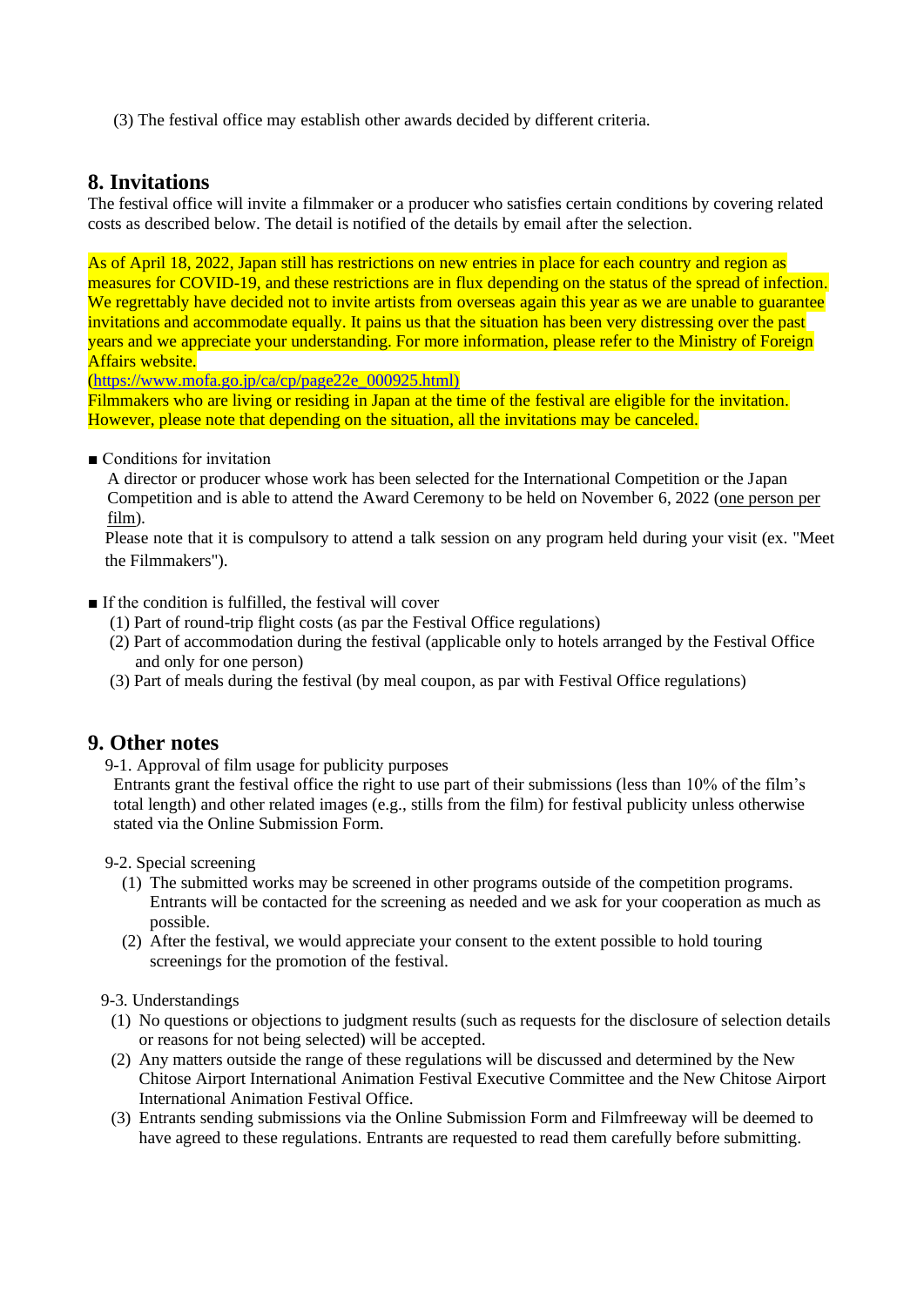(3) The festival office may establish other awards decided by different criteria.

## 8. Invitations

The festival office will invite a filmmaker or a producer who satisfies certain conditions by covering related costs as described below. The detail is notified of the details by email after the selection.

As of April 18, 2022, Japan still has restrictions on new entries in place for each country and region as measures for COVID-19, and these restrictions are in flux depending on the status of the spread of infection. We regrettably have decided not to invite artists from overseas again this year as we are unable to guarantee invitations and accommodate equally. It pains us that the situation has been very distressing over the past years and we appreciate your understanding. For more information, please refer to the Ministry of Foreign Affairs website.
(https://www.mofa.go.jp/ca/cp/page22e_000925.html)
Filmmakers who are living or residing in Japan at the time of the festival are eligible for the invitation. However, please note that depending on the situation, all the invitations may be canceled.

■ Conditions for invitation

A director or producer whose work has been selected for the International Competition or the Japan Competition and is able to attend the Award Ceremony to be held on November 6, 2022 (one person per film).

Please note that it is compulsory to attend a talk session on any program held during your visit (ex. "Meet the Filmmakers").

■ If the condition is fulfilled, the festival will cover

(1) Part of round-trip flight costs (as par the Festival Office regulations)
(2) Part of accommodation during the festival (applicable only to hotels arranged by the Festival Office and only for one person)
(3) Part of meals during the festival (by meal coupon, as par with Festival Office regulations)

## 9. Other notes

9-1. Approval of film usage for publicity purposes

Entrants grant the festival office the right to use part of their submissions (less than 10% of the film's total length) and other related images (e.g., stills from the film) for festival publicity unless otherwise stated via the Online Submission Form.

9-2. Special screening

(1) The submitted works may be screened in other programs outside of the competition programs. Entrants will be contacted for the screening as needed and we ask for your cooperation as much as possible.
(2) After the festival, we would appreciate your consent to the extent possible to hold touring screenings for the promotion of the festival.

9-3. Understandings

(1) No questions or objections to judgment results (such as requests for the disclosure of selection details or reasons for not being selected) will be accepted.
(2) Any matters outside the range of these regulations will be discussed and determined by the New Chitose Airport International Animation Festival Executive Committee and the New Chitose Airport International Animation Festival Office.
(3) Entrants sending submissions via the Online Submission Form and Filmfreeway will be deemed to have agreed to these regulations. Entrants are requested to read them carefully before submitting.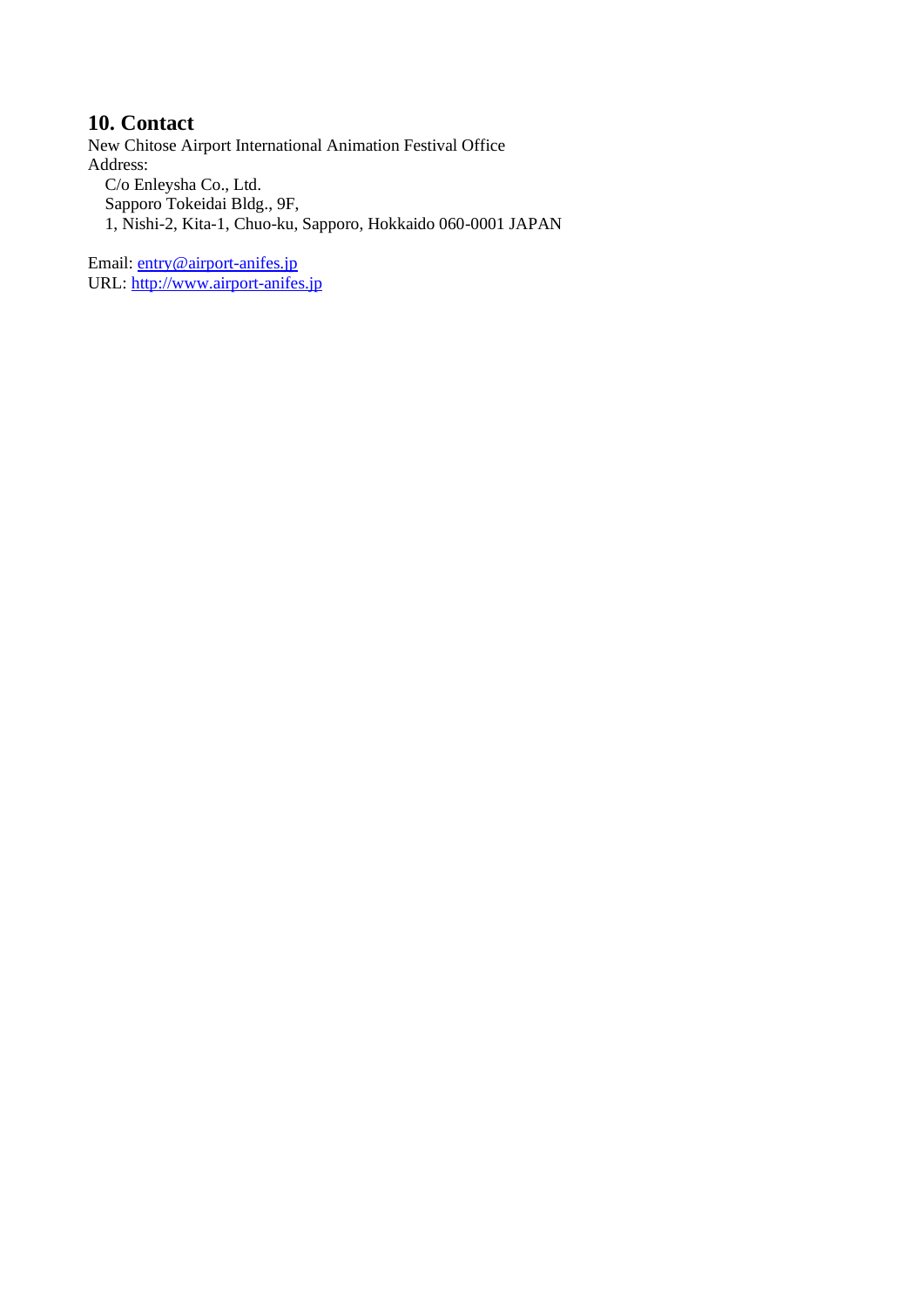## 10. Contact

New Chitose Airport International Animation Festival Office
Address:
C/o Enleysha Co., Ltd.
Sapporo Tokeidai Bldg., 9F,
1, Nishi-2, Kita-1, Chuo-ku, Sapporo, Hokkaido 060-0001 JAPAN

Email: entry@airport-anifes.jp
URL: http://www.airport-anifes.jp